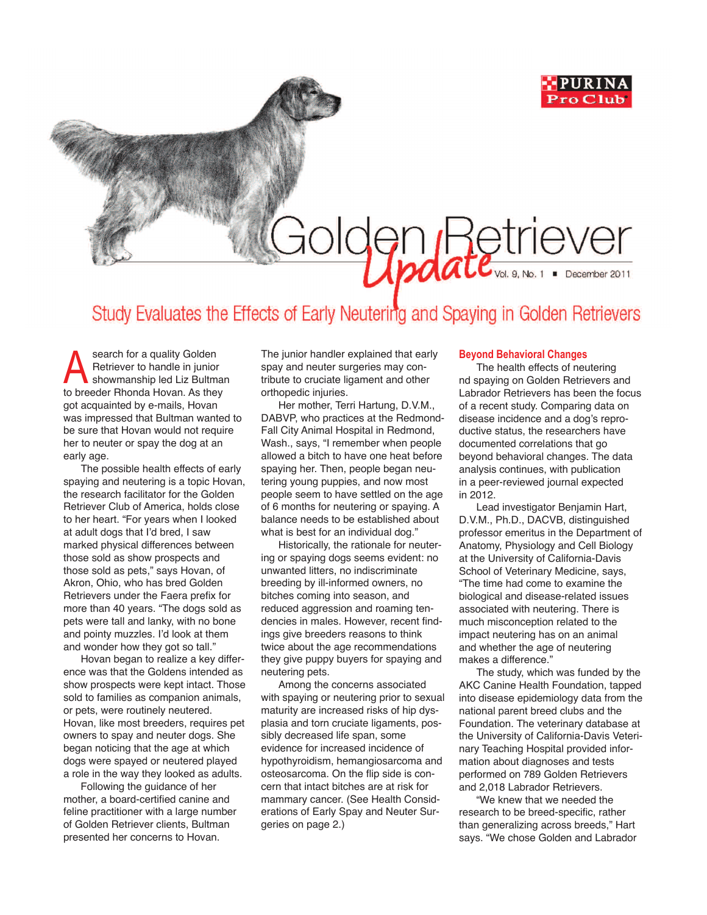# Golden Retriever *Update*

## Study Evaluates the Effects of Early Neutering and Spaying in Golden Retrievers

A search for a quality Golden Retriever to handle in junior showmanship led Liz Bultman to breeder Rhonda Hovan. As they got acquainted by e-mails, Hovan was impressed that Bultman wanted to be sure that Hovan would not require her to neuter or spay the dog at an early age.

The possible health effects of early spaying and neutering is a topic Hovan, the research facilitator for the Golden Retriever Club of America, holds close to her heart. "For years when I looked at adult dogs that I'd bred, I saw marked physical differences between those sold as show prospects and those sold as pets," says Hovan, of Akron, Ohio, who has bred Golden Retrievers under the Faera prefix for more than 40 years. "The dogs sold as pets were tall and lanky, with no bone and pointy muzzles. I'd look at them and wonder how they got so tall."

Hovan began to realize a key difference was that the Goldens intended as show prospects were kept intact. Those sold to families as companion animals, or pets, were routinely neutered. Hovan, like most breeders, requires pet owners to spay and neuter dogs. She began noticing that the age at which dogs were spayed or neutered played a role in the way they looked as adults.

Following the guidance of her mother, a board-certified canine and feline practitioner with a large number of Golden Retriever clients, Bultman presented her concerns to Hovan.

The junior handler explained that early spay and neuter surgeries may contribute to cruciate ligament and other orthopedic injuries.

Her mother, Terri Hartung, D.V.M., DABVP, who practices at the Redmond-Fall City Animal Hospital in Redmond, Wash., says, "I remember when people allowed a bitch to have one heat before spaying her. Then, people began neutering young puppies, and now most people seem to have settled on the age of 6 months for neutering or spaying. A balance needs to be established about what is best for an individual dog."

Historically, the rationale for neutering or spaying dogs seems evident: no unwanted litters, no indiscriminate breeding by ill-informed owners, no bitches coming into season, and reduced aggression and roaming tendencies in males. However, recent findings give breeders reasons to think twice about the age recommendations they give puppy buyers for spaying and neutering pets.

Among the concerns associated with spaying or neutering prior to sexual maturity are increased risks of hip dysplasia and torn cruciate ligaments, possibly decreased life span, some evidence for increased incidence of hypothyroidism, hemangiosarcoma and osteosarcoma. On the flip side is concern that intact bitches are at risk for mammary cancer. (See Health Considerations of Early Spay and Neuter Surgeries on page 2.)

### Beyond Behavioral Changes

The health effects of neutering nd spaying on Golden Retrievers and Labrador Retrievers has been the focus of a recent study. Comparing data on disease incidence and a dog's reproductive status, the researchers have documented correlations that go beyond behavioral changes. The data analysis continues, with publication in a peer-reviewed journal expected in 2012.

Lead investigator Benjamin Hart, D.V.M., Ph.D., DACVB, distinguished professor emeritus in the Department of Anatomy, Physiology and Cell Biology at the University of California-Davis School of Veterinary Medicine, says, "The time had come to examine the biological and disease-related issues associated with neutering. There is much misconception related to the impact neutering has on an animal and whether the age of neutering makes a difference."

The study, which was funded by the AKC Canine Health Foundation, tapped into disease epidemiology data from the national parent breed clubs and the Foundation. The veterinary database at the University of California-Davis Veterinary Teaching Hospital provided information about diagnoses and tests performed on 789 Golden Retrievers and 2,018 Labrador Retrievers.

"We knew that we needed the research to be breed-specific, rather than generalizing across breeds," Hart says. "We chose Golden and Labrador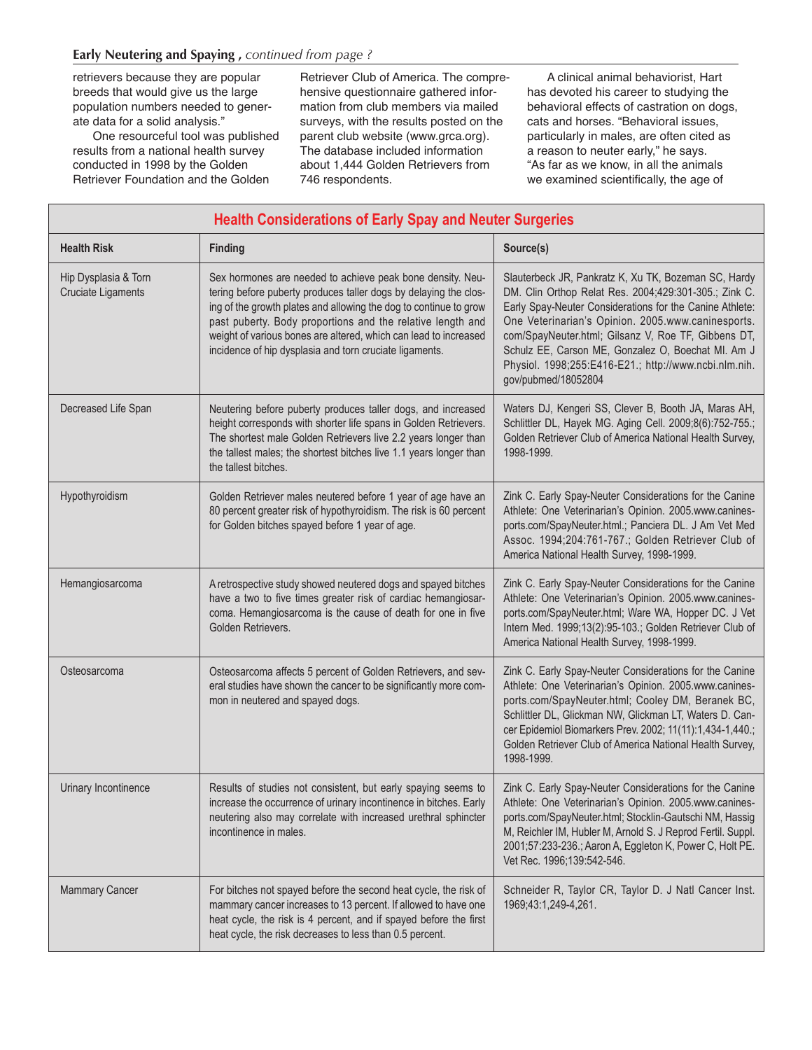retrievers because they are popular breeds that would give us the large population numbers needed to generate data for a solid analysis."

One resourceful tool was published results from a national health survey conducted in 1998 by the Golden Retriever Foundation and the Golden Retriever Club of America. The comprehensive questionnaire gathered information from club members via mailed surveys, with the results posted on the parent club website (www.grca.org). The database included information about 1,444 Golden Retrievers from 746 respondents.

A clinical animal behaviorist, Hart has devoted his career to studying the behavioral effects of castration on dogs, cats and horses. "Behavioral issues, particularly in males, are often cited as a reason to neuter early," he says. "As far as we know, in all the animals we examined scientifically, the age of

## Health Considerations of Early Spay and Neuter Surgeries

| Health Risk | Finding | Source(s) |
|---|---|---|
| Hip Dysplasia & Torn Cruciate Ligaments | Sex hormones are needed to achieve peak bone density. Neutering before puberty produces taller dogs by delaying the closing of the growth plates and allowing the dog to continue to grow past puberty. Body proportions and the relative length and weight of various bones are altered, which can lead to increased incidence of hip dysplasia and torn cruciate ligaments. | Slauterbeck JR, Pankratz K, Xu TK, Bozeman SC, Hardy DM. Clin Orthop Relat Res. 2004;429:301-305.; Zink C. Early Spay-Neuter Considerations for the Canine Athlete: One Veterinarian's Opinion. 2005.www.caninesports.com/SpayNeuter.html; Gilsanz V, Roe TF, Gibbens DT, Schulz EE, Carson ME, Gonzalez O, Boechat MI. Am J Physiol. 1998;255:E416-E21.; http://www.ncbi.nlm.nih.gov/pubmed/18052804 |
| Decreased Life Span | Neutering before puberty produces taller dogs, and increased height corresponds with shorter life spans in Golden Retrievers. The shortest male Golden Retrievers live 2.2 years longer than the tallest males; the shortest bitches live 1.1 years longer than the tallest bitches. | Waters DJ, Kengeri SS, Clever B, Booth JA, Maras AH, Schlittler DL, Hayek MG. Aging Cell. 2009;8(6):752-755.; Golden Retriever Club of America National Health Survey, 1998-1999. |
| Hypothyroidism | Golden Retriever males neutered before 1 year of age have an 80 percent greater risk of hypothyroidism. The risk is 60 percent for Golden bitches spayed before 1 year of age. | Zink C. Early Spay-Neuter Considerations for the Canine Athlete: One Veterinarian's Opinion. 2005.www.caninesports.com/SpayNeuter.html.; Panciera DL. J Am Vet Med Assoc. 1994;204:761-767.; Golden Retriever Club of America National Health Survey, 1998-1999. |
| Hemangiosarcoma | A retrospective study showed neutered dogs and spayed bitches have a two to five times greater risk of cardiac hemangiosarcoma. Hemangiosarcoma is the cause of death for one in five Golden Retrievers. | Zink C. Early Spay-Neuter Considerations for the Canine Athlete: One Veterinarian's Opinion. 2005.www.caninesports.com/SpayNeuter.html; Ware WA, Hopper DC. J Vet Intern Med. 1999;13(2):95-103.; Golden Retriever Club of America National Health Survey, 1998-1999. |
| Osteosarcoma | Osteosarcoma affects 5 percent of Golden Retrievers, and several studies have shown the cancer to be significantly more common in neutered and spayed dogs. | Zink C. Early Spay-Neuter Considerations for the Canine Athlete: One Veterinarian's Opinion. 2005.www.caninesports.com/SpayNeuter.html; Cooley DM, Beranek BC, Schlittler DL, Glickman NW, Glickman LT, Waters D. Cancer Epidemiol Biomarkers Prev. 2002; 11(11):1,434-1,440.; Golden Retriever Club of America National Health Survey, 1998-1999. |
| Urinary Incontinence | Results of studies not consistent, but early spaying seems to increase the occurrence of urinary incontinence in bitches. Early neutering also may correlate with increased urethral sphincter incontinence in males. | Zink C. Early Spay-Neuter Considerations for the Canine Athlete: One Veterinarian's Opinion. 2005.www.caninesports.com/SpayNeuter.html; Stocklin-Gautschi NM, Hassig M, Reichler IM, Hubler M, Arnold S. J Reprod Fertil. Suppl. 2001;57:233-236.; Aaron A, Eggleton K, Power C, Holt PE. Vet Rec. 1996;139:542-546. |
| Mammary Cancer | For bitches not spayed before the second heat cycle, the risk of mammary cancer increases to 13 percent. If allowed to have one heat cycle, the risk is 4 percent, and if spayed before the first heat cycle, the risk decreases to less than 0.5 percent. | Schneider R, Taylor CR, Taylor D. J Natl Cancer Inst. 1969;43:1,249-4,261. |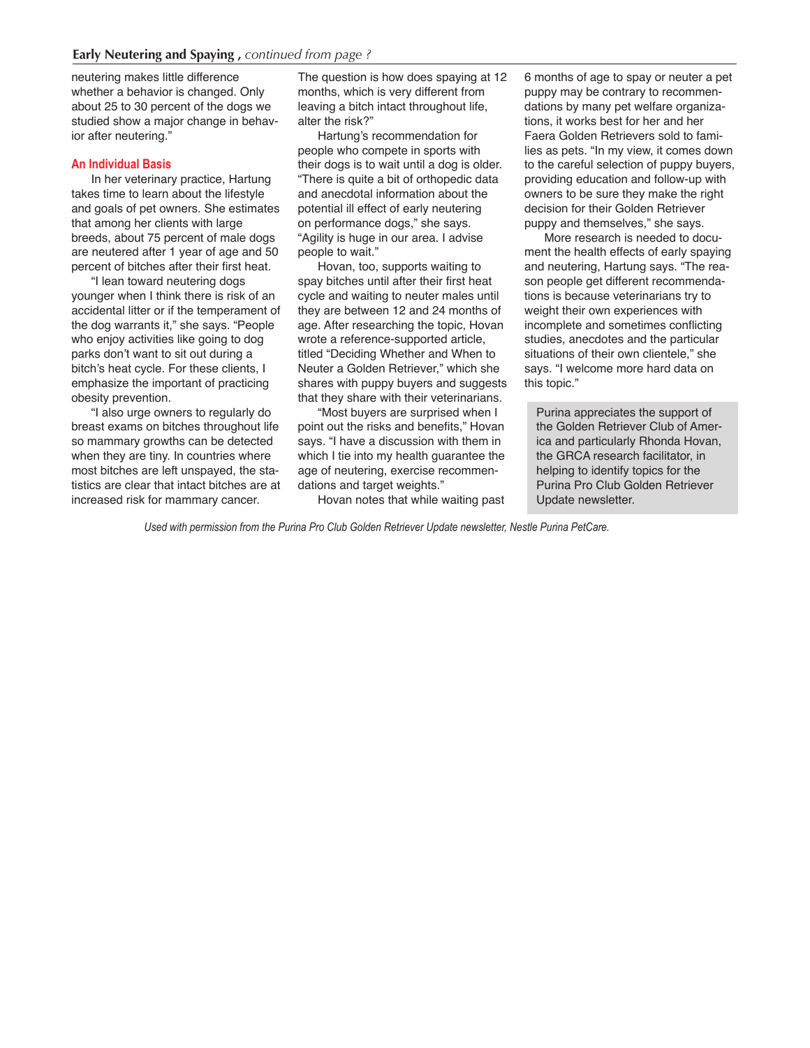neutering makes little difference whether a behavior is changed. Only about 25 to 30 percent of the dogs we studied show a major change in behavior after neutering."

### An Individual Basis

In her veterinary practice, Hartung takes time to learn about the lifestyle and goals of pet owners. She estimates that among her clients with large breeds, about 75 percent of male dogs are neutered after 1 year of age and 50 percent of bitches after their first heat.

"I lean toward neutering dogs younger when I think there is risk of an accidental litter or if the temperament of the dog warrants it," she says. "People who enjoy activities like going to dog parks don't want to sit out during a bitch's heat cycle. For these clients, I emphasize the important of practicing obesity prevention.

"I also urge owners to regularly do breast exams on bitches throughout life so mammary growths can be detected when they are tiny. In countries where most bitches are left unspayed, the statistics are clear that intact bitches are at increased risk for mammary cancer. The question is how does spaying at 12 months, which is very different from leaving a bitch intact throughout life, alter the risk?"

Hartung's recommendation for people who compete in sports with their dogs is to wait until a dog is older. "There is quite a bit of orthopedic data and anecdotal information about the potential ill effect of early neutering on performance dogs," she says. "Agility is huge in our area. I advise people to wait."

Hovan, too, supports waiting to spay bitches until after their first heat cycle and waiting to neuter males until they are between 12 and 24 months of age. After researching the topic, Hovan wrote a reference-supported article, titled "Deciding Whether and When to Neuter a Golden Retriever," which she shares with puppy buyers and suggests that they share with their veterinarians.

"Most buyers are surprised when I point out the risks and benefits," Hovan says. "I have a discussion with them in which I tie into my health guarantee the age of neutering, exercise recommendations and target weights."

Hovan notes that while waiting past 6 months of age to spay or neuter a pet puppy may be contrary to recommendations by many pet welfare organizations, it works best for her and her Faera Golden Retrievers sold to families as pets. "In my view, it comes down to the careful selection of puppy buyers, providing education and follow-up with owners to be sure they make the right decision for their Golden Retriever puppy and themselves," she says.

More research is needed to document the health effects of early spaying and neutering, Hartung says. "The reason people get different recommendations is because veterinarians try to weight their own experiences with incomplete and sometimes conflicting studies, anecdotes and the particular situations of their own clientele," she says. "I welcome more hard data on this topic."

Purina appreciates the support of the Golden Retriever Club of America and particularly Rhonda Hovan, the GRCA research facilitator, in helping to identify topics for the Purina Pro Club Golden Retriever Update newsletter.

*Used with permission from the Purina Pro Club Golden Retriever Update newsletter, Nestle Purina PetCare.*